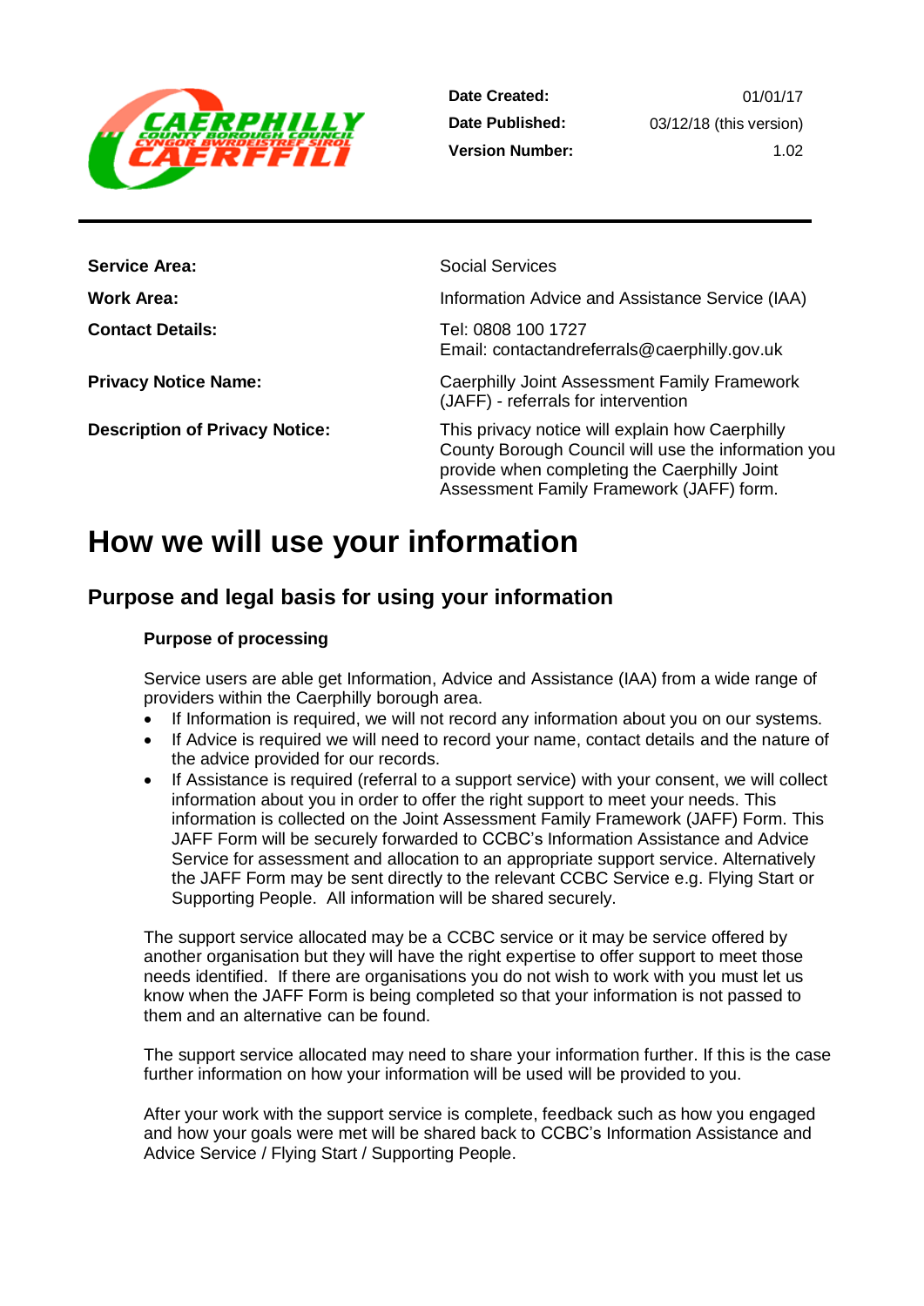| | |
|---|---|
| **Date Created:** | 01/01/17 |
| **Date Published:** | 03/12/18 (this version) |
| **Version Number:** | 1.02 |

| | |
|---|---|
| **Service Area:** | Social Services |
| **Work Area:** | Information Advice and Assistance Service (IAA) |
| **Contact Details:** | Tel: 0808 100 1727<br>Email: contactandreferrals@caerphilly.gov.uk |
| **Privacy Notice Name:** | Caerphilly Joint Assessment Family Framework (JAFF) - referrals for intervention |
| **Description of Privacy Notice:** | This privacy notice will explain how Caerphilly County Borough Council will use the information you provide when completing the Caerphilly Joint Assessment Family Framework (JAFF) form. |

# How we will use your information

## Purpose and legal basis for using your information

### Purpose of processing

Service users are able get Information, Advice and Assistance (IAA) from a wide range of providers within the Caerphilly borough area.

- If Information is required, we will not record any information about you on our systems.
- If Advice is required we will need to record your name, contact details and the nature of the advice provided for our records.
- If Assistance is required (referral to a support service) with your consent, we will collect information about you in order to offer the right support to meet your needs. This information is collected on the Joint Assessment Family Framework (JAFF) Form. This JAFF Form will be securely forwarded to CCBC's Information Assistance and Advice Service for assessment and allocation to an appropriate support service. Alternatively the JAFF Form may be sent directly to the relevant CCBC Service e.g. Flying Start or Supporting People. All information will be shared securely.

The support service allocated may be a CCBC service or it may be service offered by another organisation but they will have the right expertise to offer support to meet those needs identified. If there are organisations you do not wish to work with you must let us know when the JAFF Form is being completed so that your information is not passed to them and an alternative can be found.

The support service allocated may need to share your information further. If this is the case further information on how your information will be used will be provided to you.

After your work with the support service is complete, feedback such as how you engaged and how your goals were met will be shared back to CCBC's Information Assistance and Advice Service / Flying Start / Supporting People.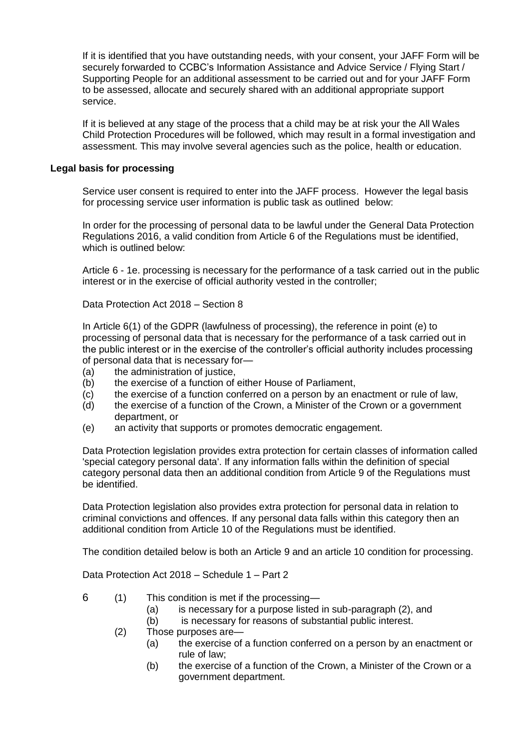If it is identified that you have outstanding needs, with your consent, your JAFF Form will be securely forwarded to CCBC's Information Assistance and Advice Service / Flying Start / Supporting People for an additional assessment to be carried out and for your JAFF Form to be assessed, allocate and securely shared with an additional appropriate support service.

If it is believed at any stage of the process that a child may be at risk your the All Wales Child Protection Procedures will be followed, which may result in a formal investigation and assessment. This may involve several agencies such as the police, health or education.

**Legal basis for processing**

Service user consent is required to enter into the JAFF process. However the legal basis for processing service user information is public task as outlined below:

In order for the processing of personal data to be lawful under the General Data Protection Regulations 2016, a valid condition from Article 6 of the Regulations must be identified, which is outlined below:

Article 6 - 1e. processing is necessary for the performance of a task carried out in the public interest or in the exercise of official authority vested in the controller;

Data Protection Act 2018 – Section 8

In Article 6(1) of the GDPR (lawfulness of processing), the reference in point (e) to processing of personal data that is necessary for the performance of a task carried out in the public interest or in the exercise of the controller's official authority includes processing of personal data that is necessary for—

(a) the administration of justice,
(b) the exercise of a function of either House of Parliament,
(c) the exercise of a function conferred on a person by an enactment or rule of law,
(d) the exercise of a function of the Crown, a Minister of the Crown or a government department, or
(e) an activity that supports or promotes democratic engagement.

Data Protection legislation provides extra protection for certain classes of information called 'special category personal data'. If any information falls within the definition of special category personal data then an additional condition from Article 9 of the Regulations must be identified.

Data Protection legislation also provides extra protection for personal data in relation to criminal convictions and offences. If any personal data falls within this category then an additional condition from Article 10 of the Regulations must be identified.

The condition detailed below is both an Article 9 and an article 10 condition for processing.

Data Protection Act 2018 – Schedule 1 – Part 2

6 (1) This condition is met if the processing—
 (a) is necessary for a purpose listed in sub-paragraph (2), and
 (b) is necessary for reasons of substantial public interest.
 (2) Those purposes are—
 (a) the exercise of a function conferred on a person by an enactment or rule of law;
 (b) the exercise of a function of the Crown, a Minister of the Crown or a government department.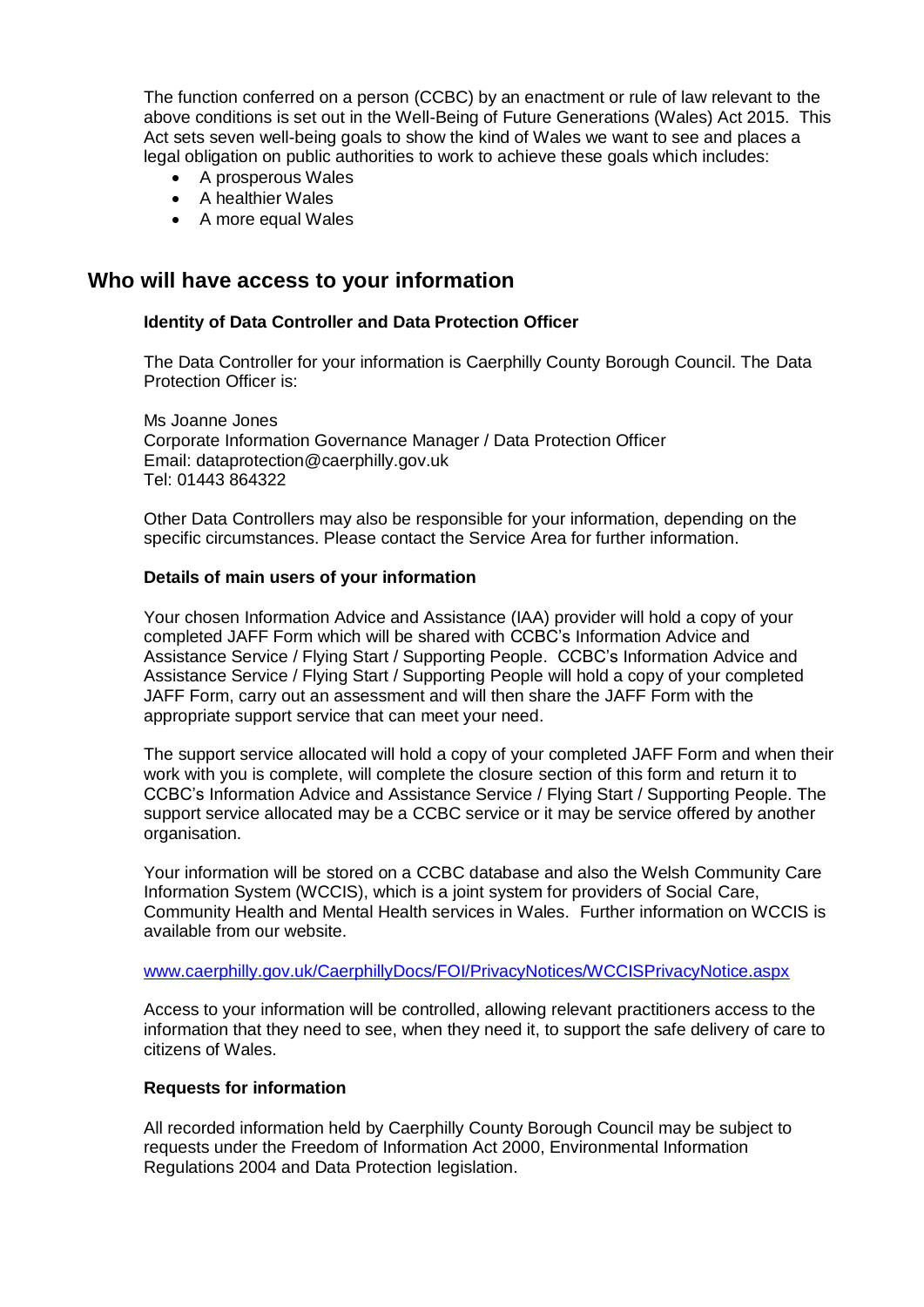The function conferred on a person (CCBC) by an enactment or rule of law relevant to the above conditions is set out in the Well-Being of Future Generations (Wales) Act 2015. This Act sets seven well-being goals to show the kind of Wales we want to see and places a legal obligation on public authorities to work to achieve these goals which includes:

- A prosperous Wales
- A healthier Wales
- A more equal Wales

## Who will have access to your information

### Identity of Data Controller and Data Protection Officer

The Data Controller for your information is Caerphilly County Borough Council. The Data Protection Officer is:

Ms Joanne Jones
Corporate Information Governance Manager / Data Protection Officer
Email: dataprotection@caerphilly.gov.uk
Tel: 01443 864322

Other Data Controllers may also be responsible for your information, depending on the specific circumstances. Please contact the Service Area for further information.

### Details of main users of your information

Your chosen Information Advice and Assistance (IAA) provider will hold a copy of your completed JAFF Form which will be shared with CCBC's Information Advice and Assistance Service / Flying Start / Supporting People. CCBC's Information Advice and Assistance Service / Flying Start / Supporting People will hold a copy of your completed JAFF Form, carry out an assessment and will then share the JAFF Form with the appropriate support service that can meet your need.

The support service allocated will hold a copy of your completed JAFF Form and when their work with you is complete, will complete the closure section of this form and return it to CCBC's Information Advice and Assistance Service / Flying Start / Supporting People. The support service allocated may be a CCBC service or it may be service offered by another organisation.

Your information will be stored on a CCBC database and also the Welsh Community Care Information System (WCCIS), which is a joint system for providers of Social Care, Community Health and Mental Health services in Wales. Further information on WCCIS is available from our website.

www.caerphilly.gov.uk/CaerphillyDocs/FOI/PrivacyNotices/WCCISPrivacyNotice.aspx

Access to your information will be controlled, allowing relevant practitioners access to the information that they need to see, when they need it, to support the safe delivery of care to citizens of Wales.

### Requests for information

All recorded information held by Caerphilly County Borough Council may be subject to requests under the Freedom of Information Act 2000, Environmental Information Regulations 2004 and Data Protection legislation.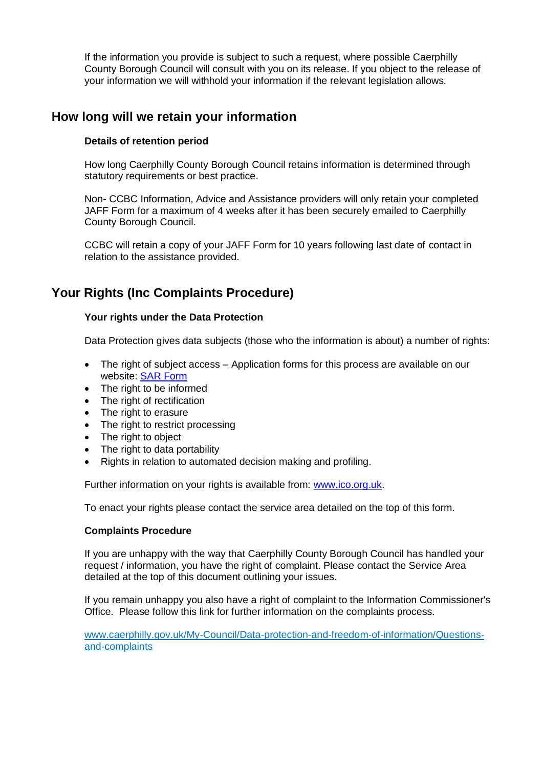If the information you provide is subject to such a request, where possible Caerphilly County Borough Council will consult with you on its release. If you object to the release of your information we will withhold your information if the relevant legislation allows.

## How long will we retain your information

**Details of retention period**

How long Caerphilly County Borough Council retains information is determined through statutory requirements or best practice.

Non- CCBC Information, Advice and Assistance providers will only retain your completed JAFF Form for a maximum of 4 weeks after it has been securely emailed to Caerphilly County Borough Council.

CCBC will retain a copy of your JAFF Form for 10 years following last date of contact in relation to the assistance provided.

## Your Rights (Inc Complaints Procedure)

**Your rights under the Data Protection**

Data Protection gives data subjects (those who the information is about) a number of rights:

- The right of subject access – Application forms for this process are available on our website: [SAR Form]
- The right to be informed
- The right of rectification
- The right to erasure
- The right to restrict processing
- The right to object
- The right to data portability
- Rights in relation to automated decision making and profiling.

Further information on your rights is available from: www.ico.org.uk.

To enact your rights please contact the service area detailed on the top of this form.

**Complaints Procedure**

If you are unhappy with the way that Caerphilly County Borough Council has handled your request / information, you have the right of complaint. Please contact the Service Area detailed at the top of this document outlining your issues.

If you remain unhappy you also have a right of complaint to the Information Commissioner's Office. Please follow this link for further information on the complaints process.

www.caerphilly.gov.uk/My-Council/Data-protection-and-freedom-of-information/Questions-and-complaints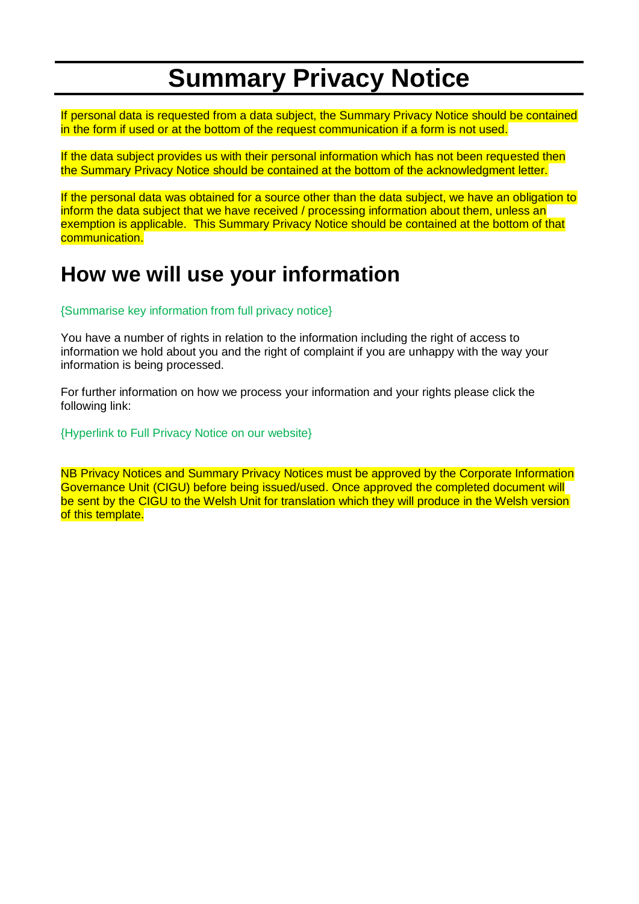# Summary Privacy Notice

If personal data is requested from a data subject, the Summary Privacy Notice should be contained in the form if used or at the bottom of the request communication if a form is not used.

If the data subject provides us with their personal information which has not been requested then the Summary Privacy Notice should be contained at the bottom of the acknowledgment letter.

If the personal data was obtained for a source other than the data subject, we have an obligation to inform the data subject that we have received / processing information about them, unless an exemption is applicable. This Summary Privacy Notice should be contained at the bottom of that communication.

## How we will use your information

{Summarise key information from full privacy notice}

You have a number of rights in relation to the information including the right of access to information we hold about you and the right of complaint if you are unhappy with the way your information is being processed.

For further information on how we process your information and your rights please click the following link:

{Hyperlink to Full Privacy Notice on our website}

NB Privacy Notices and Summary Privacy Notices must be approved by the Corporate Information Governance Unit (CIGU) before being issued/used. Once approved the completed document will be sent by the CIGU to the Welsh Unit for translation which they will produce in the Welsh version of this template.